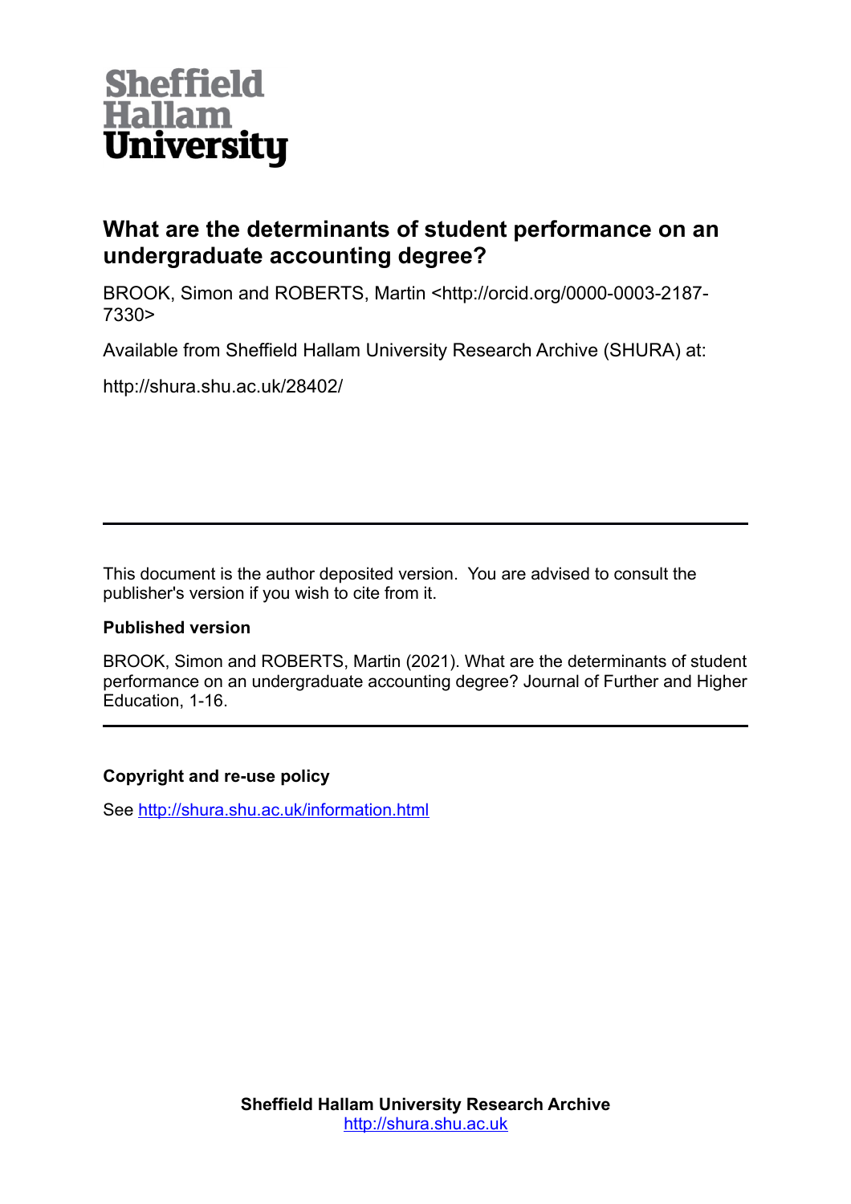Sheffield Hallam University

# What are the determinants of student performance on an undergraduate accounting degree?

BROOK, Simon and ROBERTS, Martin <http://orcid.org/0000-0003-2187-7330>

Available from Sheffield Hallam University Research Archive (SHURA) at:

http://shura.shu.ac.uk/28402/

---

This document is the author deposited version. You are advised to consult the publisher's version if you wish to cite from it.

**Published version**

BROOK, Simon and ROBERTS, Martin (2021). What are the determinants of student performance on an undergraduate accounting degree? Journal of Further and Higher Education, 1-16.

---

**Copyright and re-use policy**

See http://shura.shu.ac.uk/information.html

**Sheffield Hallam University Research Archive**
http://shura.shu.ac.uk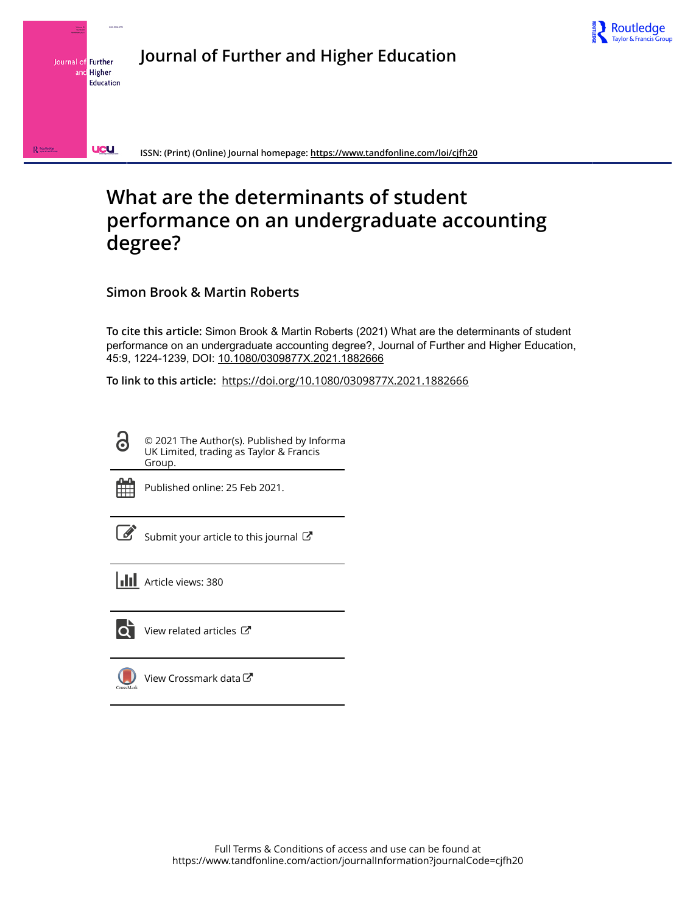# Journal of Further and Higher Education

ISSN: (Print) (Online) Journal homepage: https://www.tandfonline.com/loi/cjfh20

# What are the determinants of student performance on an undergraduate accounting degree?

**Simon Brook & Martin Roberts**

**To cite this article:** Simon Brook & Martin Roberts (2021) What are the determinants of student performance on an undergraduate accounting degree?, Journal of Further and Higher Education, 45:9, 1224-1239, DOI: 10.1080/0309877X.2021.1882666

**To link to this article:** https://doi.org/10.1080/0309877X.2021.1882666

© 2021 The Author(s). Published by Informa UK Limited, trading as Taylor & Francis Group.

Published online: 25 Feb 2021.

Submit your article to this journal

Article views: 380

View related articles

View Crossmark data

Full Terms & Conditions of access and use can be found at
https://www.tandfonline.com/action/journalInformation?journalCode=cjfh20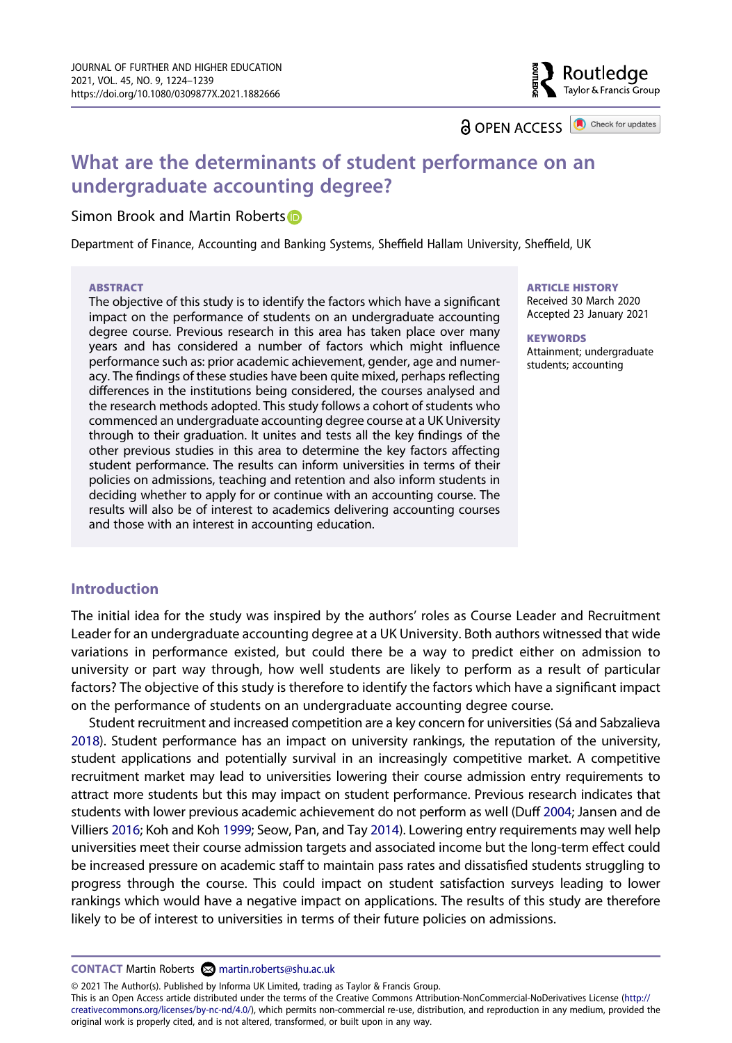# What are the determinants of student performance on an undergraduate accounting degree?

Simon Brook and Martin Roberts

Department of Finance, Accounting and Banking Systems, Sheffield Hallam University, Sheffield, UK

**ABSTRACT**

The objective of this study is to identify the factors which have a significant impact on the performance of students on an undergraduate accounting degree course. Previous research in this area has taken place over many years and has considered a number of factors which might influence performance such as: prior academic achievement, gender, age and numeracy. The findings of these studies have been quite mixed, perhaps reflecting differences in the institutions being considered, the courses analysed and the research methods adopted. This study follows a cohort of students who commenced an undergraduate accounting degree course at a UK University through to their graduation. It unites and tests all the key findings of the other previous studies in this area to determine the key factors affecting student performance. The results can inform universities in terms of their policies on admissions, teaching and retention and also inform students in deciding whether to apply for or continue with an accounting course. The results will also be of interest to academics delivering accounting courses and those with an interest in accounting education.

**ARTICLE HISTORY**

Received 30 March 2020

Accepted 23 January 2021

**KEYWORDS**

Attainment; undergraduate students; accounting

## Introduction

The initial idea for the study was inspired by the authors' roles as Course Leader and Recruitment Leader for an undergraduate accounting degree at a UK University. Both authors witnessed that wide variations in performance existed, but could there be a way to predict either on admission to university or part way through, how well students are likely to perform as a result of particular factors? The objective of this study is therefore to identify the factors which have a significant impact on the performance of students on an undergraduate accounting degree course.

Student recruitment and increased competition are a key concern for universities (Sá and Sabzalieva 2018). Student performance has an impact on university rankings, the reputation of the university, student applications and potentially survival in an increasingly competitive market. A competitive recruitment market may lead to universities lowering their course admission entry requirements to attract more students but this may impact on student performance. Previous research indicates that students with lower previous academic achievement do not perform as well (Duff 2004; Jansen and de Villiers 2016; Koh and Koh 1999; Seow, Pan, and Tay 2014). Lowering entry requirements may well help universities meet their course admission targets and associated income but the long-term effect could be increased pressure on academic staff to maintain pass rates and dissatisfied students struggling to progress through the course. This could impact on student satisfaction surveys leading to lower rankings which would have a negative impact on applications. The results of this study are therefore likely to be of interest to universities in terms of their future policies on admissions.

**CONTACT** Martin Roberts martin.roberts@shu.ac.uk

© 2021 The Author(s). Published by Informa UK Limited, trading as Taylor & Francis Group.
This is an Open Access article distributed under the terms of the Creative Commons Attribution-NonCommercial-NoDerivatives License (http://creativecommons.org/licenses/by-nc-nd/4.0/), which permits non-commercial re-use, distribution, and reproduction in any medium, provided the original work is properly cited, and is not altered, transformed, or built upon in any way.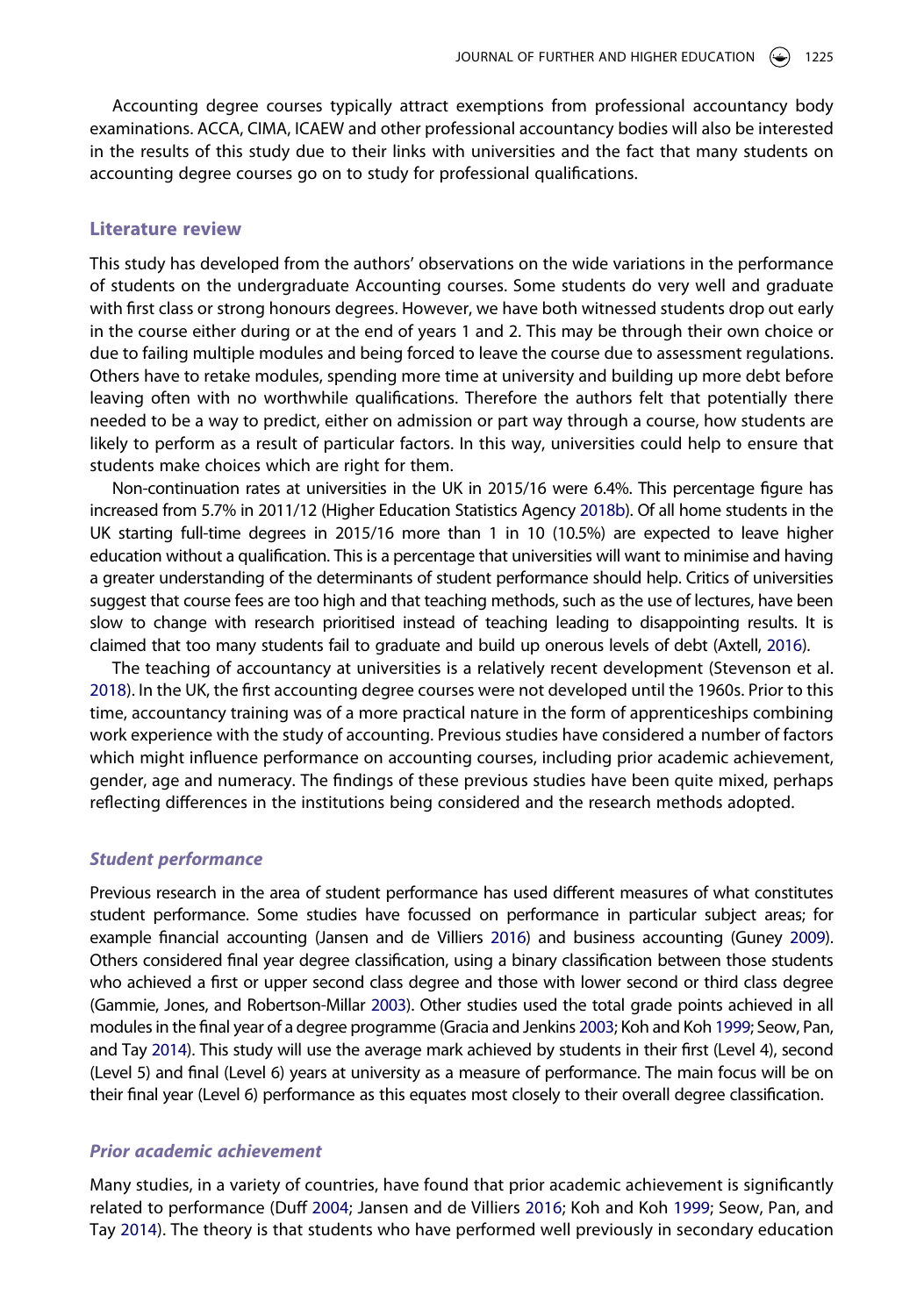Accounting degree courses typically attract exemptions from professional accountancy body examinations. ACCA, CIMA, ICAEW and other professional accountancy bodies will also be interested in the results of this study due to their links with universities and the fact that many students on accounting degree courses go on to study for professional qualifications.

## Literature review

This study has developed from the authors' observations on the wide variations in the performance of students on the undergraduate Accounting courses. Some students do very well and graduate with first class or strong honours degrees. However, we have both witnessed students drop out early in the course either during or at the end of years 1 and 2. This may be through their own choice or due to failing multiple modules and being forced to leave the course due to assessment regulations. Others have to retake modules, spending more time at university and building up more debt before leaving often with no worthwhile qualifications. Therefore the authors felt that potentially there needed to be a way to predict, either on admission or part way through a course, how students are likely to perform as a result of particular factors. In this way, universities could help to ensure that students make choices which are right for them.

Non-continuation rates at universities in the UK in 2015/16 were 6.4%. This percentage figure has increased from 5.7% in 2011/12 (Higher Education Statistics Agency 2018b). Of all home students in the UK starting full-time degrees in 2015/16 more than 1 in 10 (10.5%) are expected to leave higher education without a qualification. This is a percentage that universities will want to minimise and having a greater understanding of the determinants of student performance should help. Critics of universities suggest that course fees are too high and that teaching methods, such as the use of lectures, have been slow to change with research prioritised instead of teaching leading to disappointing results. It is claimed that too many students fail to graduate and build up onerous levels of debt (Axtell, 2016).

The teaching of accountancy at universities is a relatively recent development (Stevenson et al. 2018). In the UK, the first accounting degree courses were not developed until the 1960s. Prior to this time, accountancy training was of a more practical nature in the form of apprenticeships combining work experience with the study of accounting. Previous studies have considered a number of factors which might influence performance on accounting courses, including prior academic achievement, gender, age and numeracy. The findings of these previous studies have been quite mixed, perhaps reflecting differences in the institutions being considered and the research methods adopted.

### *Student performance*

Previous research in the area of student performance has used different measures of what constitutes student performance. Some studies have focussed on performance in particular subject areas; for example financial accounting (Jansen and de Villiers 2016) and business accounting (Guney 2009). Others considered final year degree classification, using a binary classification between those students who achieved a first or upper second class degree and those with lower second or third class degree (Gammie, Jones, and Robertson-Millar 2003). Other studies used the total grade points achieved in all modules in the final year of a degree programme (Gracia and Jenkins 2003; Koh and Koh 1999; Seow, Pan, and Tay 2014). This study will use the average mark achieved by students in their first (Level 4), second (Level 5) and final (Level 6) years at university as a measure of performance. The main focus will be on their final year (Level 6) performance as this equates most closely to their overall degree classification.

### *Prior academic achievement*

Many studies, in a variety of countries, have found that prior academic achievement is significantly related to performance (Duff 2004; Jansen and de Villiers 2016; Koh and Koh 1999; Seow, Pan, and Tay 2014). The theory is that students who have performed well previously in secondary education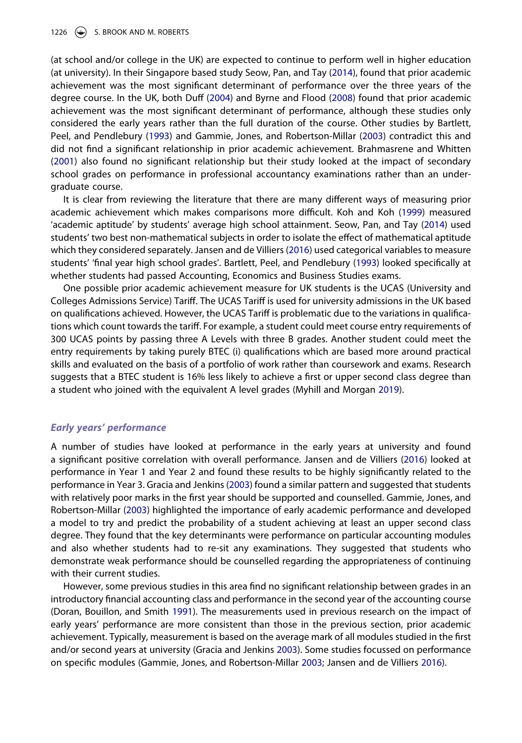(at school and/or college in the UK) are expected to continue to perform well in higher education (at university). In their Singapore based study Seow, Pan, and Tay (2014), found that prior academic achievement was the most significant determinant of performance over the three years of the degree course. In the UK, both Duff (2004) and Byrne and Flood (2008) found that prior academic achievement was the most significant determinant of performance, although these studies only considered the early years rather than the full duration of the course. Other studies by Bartlett, Peel, and Pendlebury (1993) and Gammie, Jones, and Robertson-Millar (2003) contradict this and did not find a significant relationship in prior academic achievement. Brahmasrene and Whitten (2001) also found no significant relationship but their study looked at the impact of secondary school grades on performance in professional accountancy examinations rather than an undergraduate course.

It is clear from reviewing the literature that there are many different ways of measuring prior academic achievement which makes comparisons more difficult. Koh and Koh (1999) measured 'academic aptitude' by students' average high school attainment. Seow, Pan, and Tay (2014) used students' two best non-mathematical subjects in order to isolate the effect of mathematical aptitude which they considered separately. Jansen and de Villiers (2016) used categorical variables to measure students' 'final year high school grades'. Bartlett, Peel, and Pendlebury (1993) looked specifically at whether students had passed Accounting, Economics and Business Studies exams.

One possible prior academic achievement measure for UK students is the UCAS (University and Colleges Admissions Service) Tariff. The UCAS Tariff is used for university admissions in the UK based on qualifications achieved. However, the UCAS Tariff is problematic due to the variations in qualifications which count towards the tariff. For example, a student could meet course entry requirements of 300 UCAS points by passing three A Levels with three B grades. Another student could meet the entry requirements by taking purely BTEC (i) qualifications which are based more around practical skills and evaluated on the basis of a portfolio of work rather than coursework and exams. Research suggests that a BTEC student is 16% less likely to achieve a first or upper second class degree than a student who joined with the equivalent A level grades (Myhill and Morgan 2019).

### *Early years' performance*

A number of studies have looked at performance in the early years at university and found a significant positive correlation with overall performance. Jansen and de Villiers (2016) looked at performance in Year 1 and Year 2 and found these results to be highly significantly related to the performance in Year 3. Gracia and Jenkins (2003) found a similar pattern and suggested that students with relatively poor marks in the first year should be supported and counselled. Gammie, Jones, and Robertson-Millar (2003) highlighted the importance of early academic performance and developed a model to try and predict the probability of a student achieving at least an upper second class degree. They found that the key determinants were performance on particular accounting modules and also whether students had to re-sit any examinations. They suggested that students who demonstrate weak performance should be counselled regarding the appropriateness of continuing with their current studies.

However, some previous studies in this area find no significant relationship between grades in an introductory financial accounting class and performance in the second year of the accounting course (Doran, Bouillon, and Smith 1991). The measurements used in previous research on the impact of early years' performance are more consistent than those in the previous section, prior academic achievement. Typically, measurement is based on the average mark of all modules studied in the first and/or second years at university (Gracia and Jenkins 2003). Some studies focussed on performance on specific modules (Gammie, Jones, and Robertson-Millar 2003; Jansen and de Villiers 2016).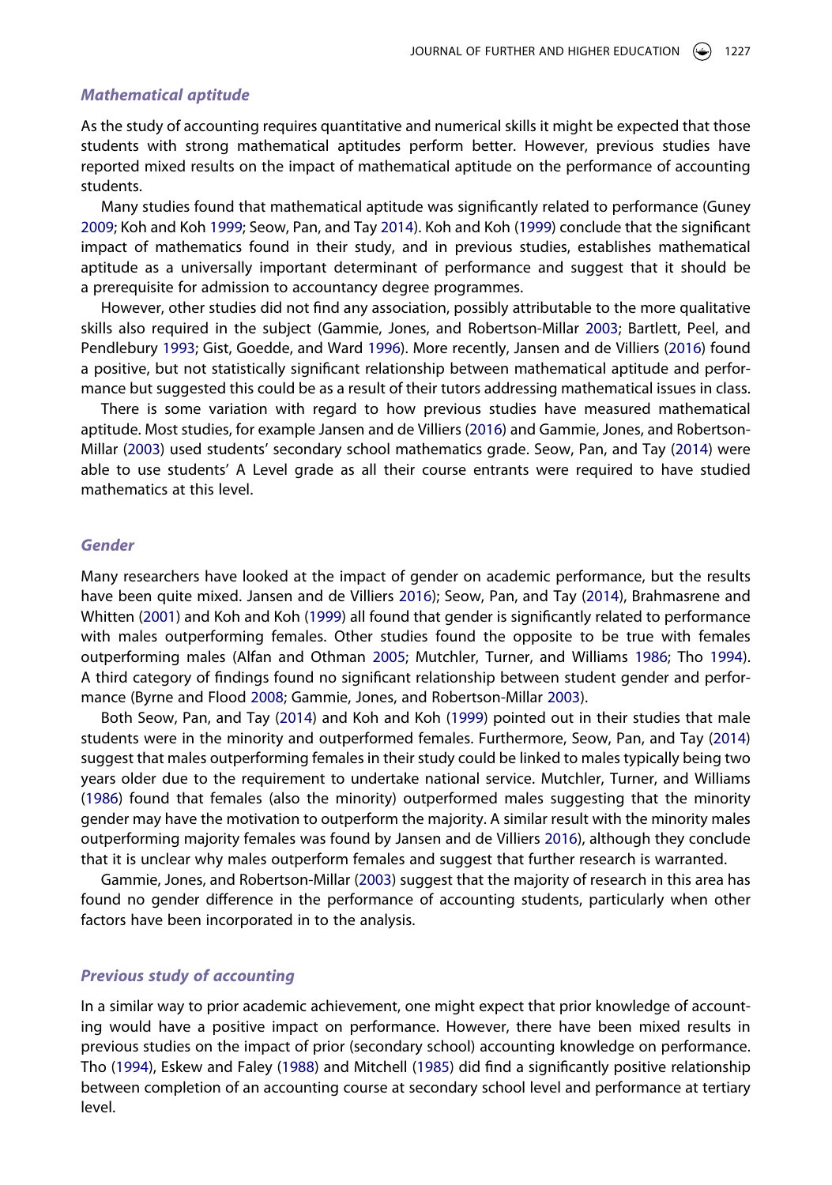### *Mathematical aptitude*

As the study of accounting requires quantitative and numerical skills it might be expected that those students with strong mathematical aptitudes perform better. However, previous studies have reported mixed results on the impact of mathematical aptitude on the performance of accounting students.

Many studies found that mathematical aptitude was significantly related to performance (Guney 2009; Koh and Koh 1999; Seow, Pan, and Tay 2014). Koh and Koh (1999) conclude that the significant impact of mathematics found in their study, and in previous studies, establishes mathematical aptitude as a universally important determinant of performance and suggest that it should be a prerequisite for admission to accountancy degree programmes.

However, other studies did not find any association, possibly attributable to the more qualitative skills also required in the subject (Gammie, Jones, and Robertson-Millar 2003; Bartlett, Peel, and Pendlebury 1993; Gist, Goedde, and Ward 1996). More recently, Jansen and de Villiers (2016) found a positive, but not statistically significant relationship between mathematical aptitude and performance but suggested this could be as a result of their tutors addressing mathematical issues in class.

There is some variation with regard to how previous studies have measured mathematical aptitude. Most studies, for example Jansen and de Villiers (2016) and Gammie, Jones, and Robertson-Millar (2003) used students' secondary school mathematics grade. Seow, Pan, and Tay (2014) were able to use students' A Level grade as all their course entrants were required to have studied mathematics at this level.

### *Gender*

Many researchers have looked at the impact of gender on academic performance, but the results have been quite mixed. Jansen and de Villiers 2016); Seow, Pan, and Tay (2014), Brahmasrene and Whitten (2001) and Koh and Koh (1999) all found that gender is significantly related to performance with males outperforming females. Other studies found the opposite to be true with females outperforming males (Alfan and Othman 2005; Mutchler, Turner, and Williams 1986; Tho 1994). A third category of findings found no significant relationship between student gender and performance (Byrne and Flood 2008; Gammie, Jones, and Robertson-Millar 2003).

Both Seow, Pan, and Tay (2014) and Koh and Koh (1999) pointed out in their studies that male students were in the minority and outperformed females. Furthermore, Seow, Pan, and Tay (2014) suggest that males outperforming females in their study could be linked to males typically being two years older due to the requirement to undertake national service. Mutchler, Turner, and Williams (1986) found that females (also the minority) outperformed males suggesting that the minority gender may have the motivation to outperform the majority. A similar result with the minority males outperforming majority females was found by Jansen and de Villiers 2016), although they conclude that it is unclear why males outperform females and suggest that further research is warranted.

Gammie, Jones, and Robertson-Millar (2003) suggest that the majority of research in this area has found no gender difference in the performance of accounting students, particularly when other factors have been incorporated in to the analysis.

### *Previous study of accounting*

In a similar way to prior academic achievement, one might expect that prior knowledge of accounting would have a positive impact on performance. However, there have been mixed results in previous studies on the impact of prior (secondary school) accounting knowledge on performance. Tho (1994), Eskew and Faley (1988) and Mitchell (1985) did find a significantly positive relationship between completion of an accounting course at secondary school level and performance at tertiary level.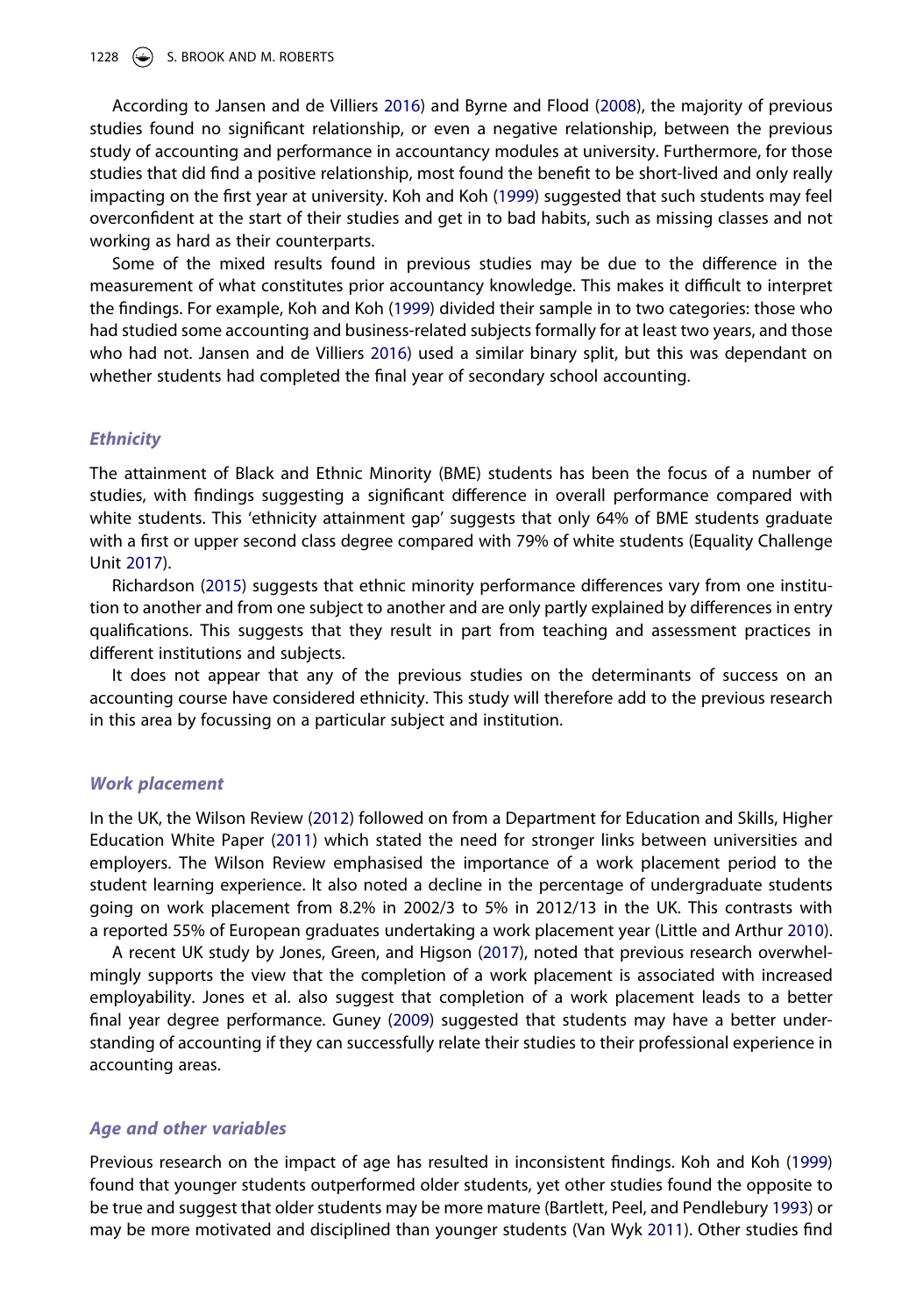According to Jansen and de Villiers 2016) and Byrne and Flood (2008), the majority of previous studies found no significant relationship, or even a negative relationship, between the previous study of accounting and performance in accountancy modules at university. Furthermore, for those studies that did find a positive relationship, most found the benefit to be short-lived and only really impacting on the first year at university. Koh and Koh (1999) suggested that such students may feel overconfident at the start of their studies and get in to bad habits, such as missing classes and not working as hard as their counterparts.

Some of the mixed results found in previous studies may be due to the difference in the measurement of what constitutes prior accountancy knowledge. This makes it difficult to interpret the findings. For example, Koh and Koh (1999) divided their sample in to two categories: those who had studied some accounting and business-related subjects formally for at least two years, and those who had not. Jansen and de Villiers 2016) used a similar binary split, but this was dependant on whether students had completed the final year of secondary school accounting.

### *Ethnicity*

The attainment of Black and Ethnic Minority (BME) students has been the focus of a number of studies, with findings suggesting a significant difference in overall performance compared with white students. This 'ethnicity attainment gap' suggests that only 64% of BME students graduate with a first or upper second class degree compared with 79% of white students (Equality Challenge Unit 2017).

Richardson (2015) suggests that ethnic minority performance differences vary from one institution to another and from one subject to another and are only partly explained by differences in entry qualifications. This suggests that they result in part from teaching and assessment practices in different institutions and subjects.

It does not appear that any of the previous studies on the determinants of success on an accounting course have considered ethnicity. This study will therefore add to the previous research in this area by focussing on a particular subject and institution.

### *Work placement*

In the UK, the Wilson Review (2012) followed on from a Department for Education and Skills, Higher Education White Paper (2011) which stated the need for stronger links between universities and employers. The Wilson Review emphasised the importance of a work placement period to the student learning experience. It also noted a decline in the percentage of undergraduate students going on work placement from 8.2% in 2002/3 to 5% in 2012/13 in the UK. This contrasts with a reported 55% of European graduates undertaking a work placement year (Little and Arthur 2010).

A recent UK study by Jones, Green, and Higson (2017), noted that previous research overwhelmingly supports the view that the completion of a work placement is associated with increased employability. Jones et al. also suggest that completion of a work placement leads to a better final year degree performance. Guney (2009) suggested that students may have a better understanding of accounting if they can successfully relate their studies to their professional experience in accounting areas.

### *Age and other variables*

Previous research on the impact of age has resulted in inconsistent findings. Koh and Koh (1999) found that younger students outperformed older students, yet other studies found the opposite to be true and suggest that older students may be more mature (Bartlett, Peel, and Pendlebury 1993) or may be more motivated and disciplined than younger students (Van Wyk 2011). Other studies find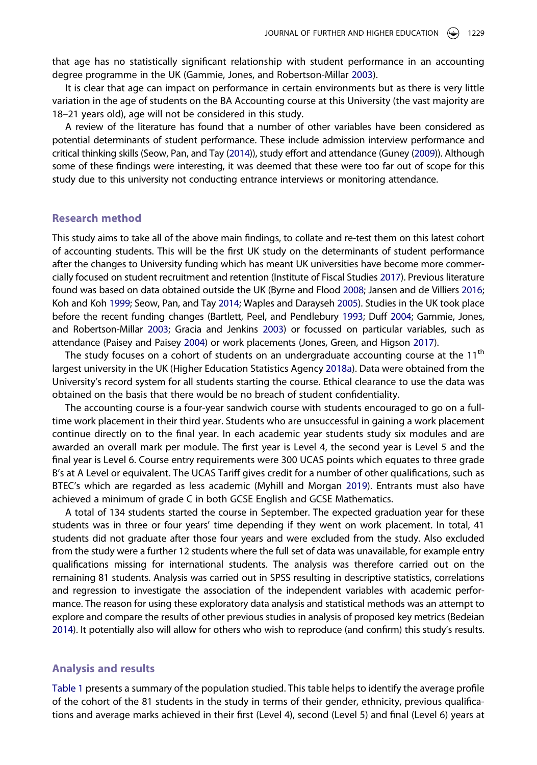that age has no statistically significant relationship with student performance in an accounting degree programme in the UK (Gammie, Jones, and Robertson-Millar 2003).

It is clear that age can impact on performance in certain environments but as there is very little variation in the age of students on the BA Accounting course at this University (the vast majority are 18–21 years old), age will not be considered in this study.

A review of the literature has found that a number of other variables have been considered as potential determinants of student performance. These include admission interview performance and critical thinking skills (Seow, Pan, and Tay (2014)), study effort and attendance (Guney (2009)). Although some of these findings were interesting, it was deemed that these were too far out of scope for this study due to this university not conducting entrance interviews or monitoring attendance.

## Research method

This study aims to take all of the above main findings, to collate and re-test them on this latest cohort of accounting students. This will be the first UK study on the determinants of student performance after the changes to University funding which has meant UK universities have become more commercially focused on student recruitment and retention (Institute of Fiscal Studies 2017). Previous literature found was based on data obtained outside the UK (Byrne and Flood 2008; Jansen and de Villiers 2016; Koh and Koh 1999; Seow, Pan, and Tay 2014; Waples and Darayseh 2005). Studies in the UK took place before the recent funding changes (Bartlett, Peel, and Pendlebury 1993; Duff 2004; Gammie, Jones, and Robertson-Millar 2003; Gracia and Jenkins 2003) or focussed on particular variables, such as attendance (Paisey and Paisey 2004) or work placements (Jones, Green, and Higson 2017).

The study focuses on a cohort of students on an undergraduate accounting course at the 11th largest university in the UK (Higher Education Statistics Agency 2018a). Data were obtained from the University's record system for all students starting the course. Ethical clearance to use the data was obtained on the basis that there would be no breach of student confidentiality.

The accounting course is a four-year sandwich course with students encouraged to go on a full-time work placement in their third year. Students who are unsuccessful in gaining a work placement continue directly on to the final year. In each academic year students study six modules and are awarded an overall mark per module. The first year is Level 4, the second year is Level 5 and the final year is Level 6. Course entry requirements were 300 UCAS points which equates to three grade B's at A Level or equivalent. The UCAS Tariff gives credit for a number of other qualifications, such as BTEC's which are regarded as less academic (Myhill and Morgan 2019). Entrants must also have achieved a minimum of grade C in both GCSE English and GCSE Mathematics.

A total of 134 students started the course in September. The expected graduation year for these students was in three or four years' time depending if they went on work placement. In total, 41 students did not graduate after those four years and were excluded from the study. Also excluded from the study were a further 12 students where the full set of data was unavailable, for example entry qualifications missing for international students. The analysis was therefore carried out on the remaining 81 students. Analysis was carried out in SPSS resulting in descriptive statistics, correlations and regression to investigate the association of the independent variables with academic performance. The reason for using these exploratory data analysis and statistical methods was an attempt to explore and compare the results of other previous studies in analysis of proposed key metrics (Bedeian 2014). It potentially also will allow for others who wish to reproduce (and confirm) this study's results.

## Analysis and results

Table 1 presents a summary of the population studied. This table helps to identify the average profile of the cohort of the 81 students in the study in terms of their gender, ethnicity, previous qualifications and average marks achieved in their first (Level 4), second (Level 5) and final (Level 6) years at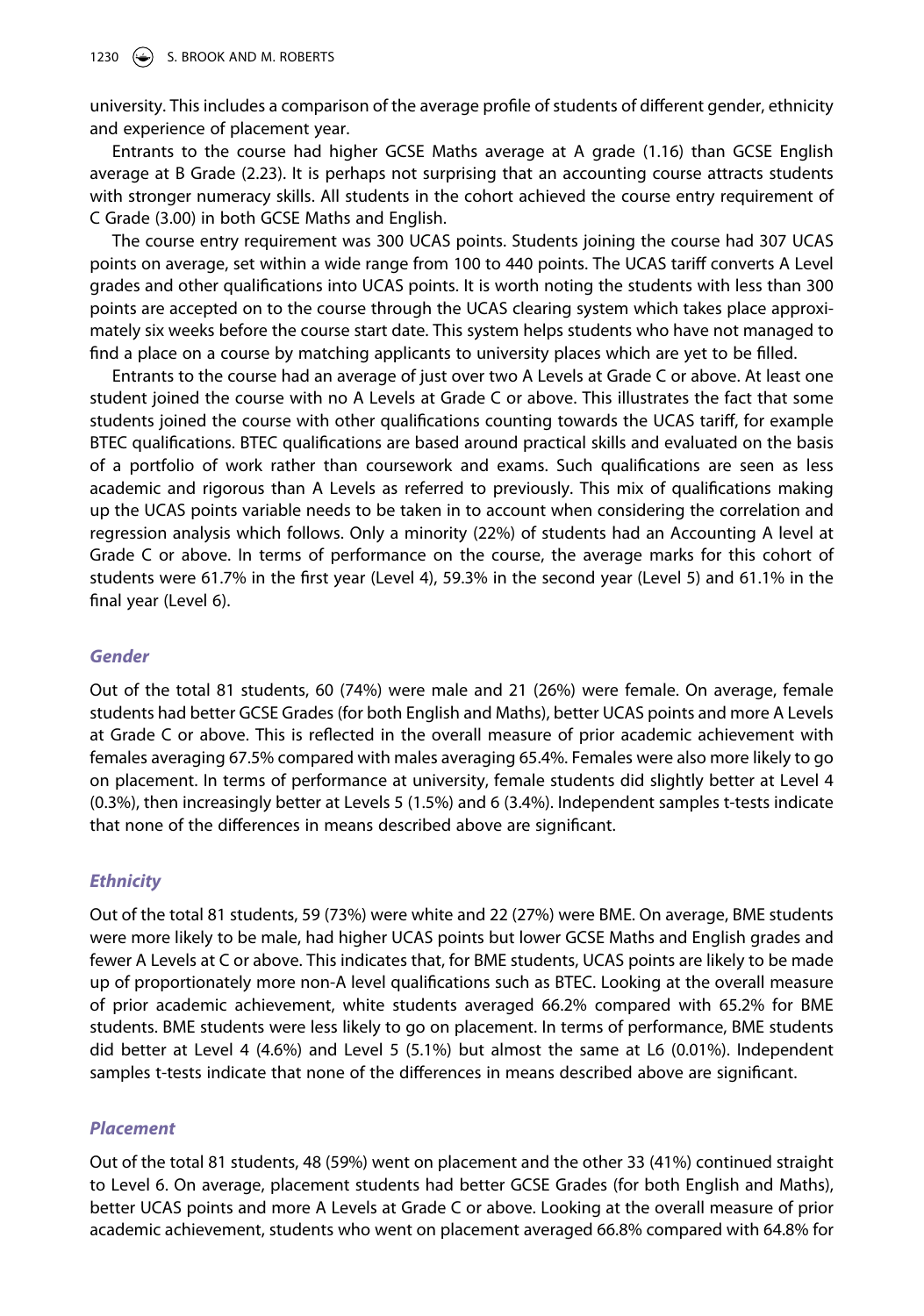university. This includes a comparison of the average profile of students of different gender, ethnicity and experience of placement year.

Entrants to the course had higher GCSE Maths average at A grade (1.16) than GCSE English average at B Grade (2.23). It is perhaps not surprising that an accounting course attracts students with stronger numeracy skills. All students in the cohort achieved the course entry requirement of C Grade (3.00) in both GCSE Maths and English.

The course entry requirement was 300 UCAS points. Students joining the course had 307 UCAS points on average, set within a wide range from 100 to 440 points. The UCAS tariff converts A Level grades and other qualifications into UCAS points. It is worth noting the students with less than 300 points are accepted on to the course through the UCAS clearing system which takes place approximately six weeks before the course start date. This system helps students who have not managed to find a place on a course by matching applicants to university places which are yet to be filled.

Entrants to the course had an average of just over two A Levels at Grade C or above. At least one student joined the course with no A Levels at Grade C or above. This illustrates the fact that some students joined the course with other qualifications counting towards the UCAS tariff, for example BTEC qualifications. BTEC qualifications are based around practical skills and evaluated on the basis of a portfolio of work rather than coursework and exams. Such qualifications are seen as less academic and rigorous than A Levels as referred to previously. This mix of qualifications making up the UCAS points variable needs to be taken in to account when considering the correlation and regression analysis which follows. Only a minority (22%) of students had an Accounting A level at Grade C or above. In terms of performance on the course, the average marks for this cohort of students were 61.7% in the first year (Level 4), 59.3% in the second year (Level 5) and 61.1% in the final year (Level 6).

### *Gender*

Out of the total 81 students, 60 (74%) were male and 21 (26%) were female. On average, female students had better GCSE Grades (for both English and Maths), better UCAS points and more A Levels at Grade C or above. This is reflected in the overall measure of prior academic achievement with females averaging 67.5% compared with males averaging 65.4%. Females were also more likely to go on placement. In terms of performance at university, female students did slightly better at Level 4 (0.3%), then increasingly better at Levels 5 (1.5%) and 6 (3.4%). Independent samples t-tests indicate that none of the differences in means described above are significant.

### *Ethnicity*

Out of the total 81 students, 59 (73%) were white and 22 (27%) were BME. On average, BME students were more likely to be male, had higher UCAS points but lower GCSE Maths and English grades and fewer A Levels at C or above. This indicates that, for BME students, UCAS points are likely to be made up of proportionately more non-A level qualifications such as BTEC. Looking at the overall measure of prior academic achievement, white students averaged 66.2% compared with 65.2% for BME students. BME students were less likely to go on placement. In terms of performance, BME students did better at Level 4 (4.6%) and Level 5 (5.1%) but almost the same at L6 (0.01%). Independent samples t-tests indicate that none of the differences in means described above are significant.

### *Placement*

Out of the total 81 students, 48 (59%) went on placement and the other 33 (41%) continued straight to Level 6. On average, placement students had better GCSE Grades (for both English and Maths), better UCAS points and more A Levels at Grade C or above. Looking at the overall measure of prior academic achievement, students who went on placement averaged 66.8% compared with 64.8% for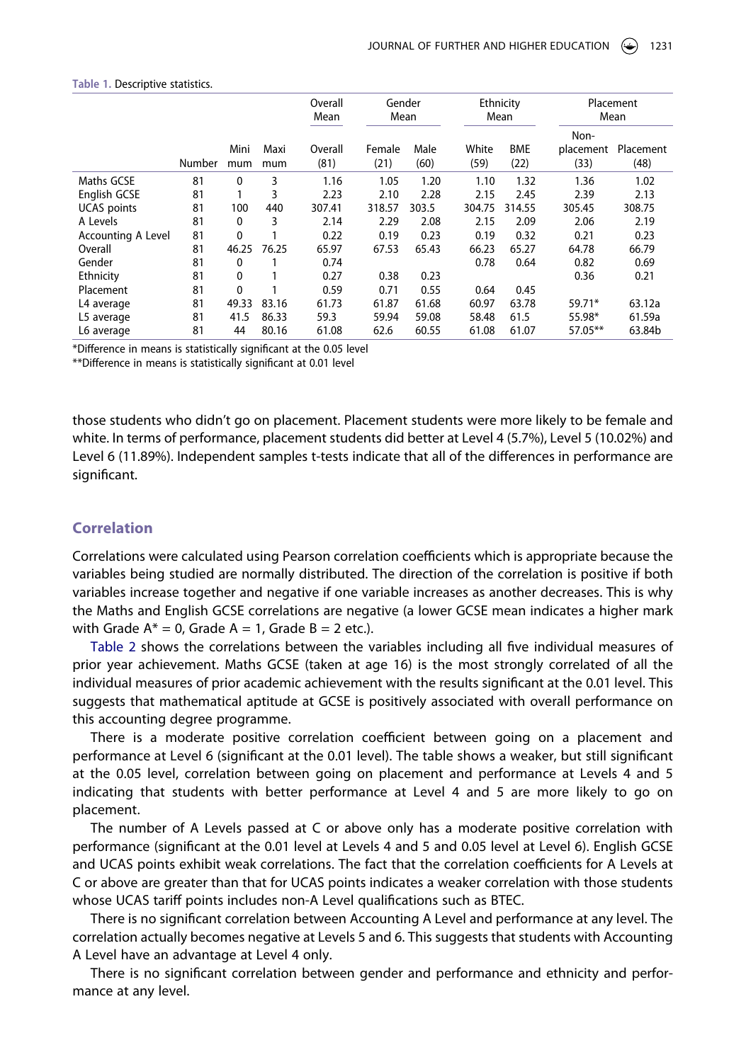**Table 1.** Descriptive statistics.

| | | | | Overall Mean | Gender Mean | | Ethnicity Mean | | Placement Mean | |
|---|---|---|---|---|---|---|---|---|---|---|
| | Number | Minimum | Maximum | Overall (81) | Female (21) | Male (60) | White (59) | BME (22) | Non-placement (33) | Placement (48) |
| Maths GCSE | 81 | 0 | 3 | 1.16 | 1.05 | 1.20 | 1.10 | 1.32 | 1.36 | 1.02 |
| English GCSE | 81 | 1 | 3 | 2.23 | 2.10 | 2.28 | 2.15 | 2.45 | 2.39 | 2.13 |
| UCAS points | 81 | 100 | 440 | 307.41 | 318.57 | 303.5 | 304.75 | 314.55 | 305.45 | 308.75 |
| A Levels | 81 | 0 | 3 | 2.14 | 2.29 | 2.08 | 2.15 | 2.09 | 2.06 | 2.19 |
| Accounting A Level | 81 | 0 | 1 | 0.22 | 0.19 | 0.23 | 0.19 | 0.32 | 0.21 | 0.23 |
| Overall | 81 | 46.25 | 76.25 | 65.97 | 67.53 | 65.43 | 66.23 | 65.27 | 64.78 | 66.79 |
| Gender | 81 | 0 | 1 | 0.74 | | | 0.78 | 0.64 | 0.82 | 0.69 |
| Ethnicity | 81 | 0 | 1 | 0.27 | 0.38 | 0.23 | | | 0.36 | 0.21 |
| Placement | 81 | 0 | 1 | 0.59 | 0.71 | 0.55 | 0.64 | 0.45 | | |
| L4 average | 81 | 49.33 | 83.16 | 61.73 | 61.87 | 61.68 | 60.97 | 63.78 | 59.71* | 63.12a |
| L5 average | 81 | 41.5 | 86.33 | 59.3 | 59.94 | 59.08 | 58.48 | 61.5 | 55.98* | 61.59a |
| L6 average | 81 | 44 | 80.16 | 61.08 | 62.6 | 60.55 | 61.08 | 61.07 | 57.05** | 63.84b |

*Difference in means is statistically significant at the 0.05 level

**Difference in means is statistically significant at 0.01 level

those students who didn't go on placement. Placement students were more likely to be female and white. In terms of performance, placement students did better at Level 4 (5.7%), Level 5 (10.02%) and Level 6 (11.89%). Independent samples t-tests indicate that all of the differences in performance are significant.

## Correlation

Correlations were calculated using Pearson correlation coefficients which is appropriate because the variables being studied are normally distributed. The direction of the correlation is positive if both variables increase together and negative if one variable increases as another decreases. This is why the Maths and English GCSE correlations are negative (a lower GCSE mean indicates a higher mark with Grade A* = 0, Grade A = 1, Grade B = 2 etc.).

Table 2 shows the correlations between the variables including all five individual measures of prior year achievement. Maths GCSE (taken at age 16) is the most strongly correlated of all the individual measures of prior academic achievement with the results significant at the 0.01 level. This suggests that mathematical aptitude at GCSE is positively associated with overall performance on this accounting degree programme.

There is a moderate positive correlation coefficient between going on a placement and performance at Level 6 (significant at the 0.01 level). The table shows a weaker, but still significant at the 0.05 level, correlation between going on placement and performance at Levels 4 and 5 indicating that students with better performance at Level 4 and 5 are more likely to go on placement.

The number of A Levels passed at C or above only has a moderate positive correlation with performance (significant at the 0.01 level at Levels 4 and 5 and 0.05 level at Level 6). English GCSE and UCAS points exhibit weak correlations. The fact that the correlation coefficients for A Levels at C or above are greater than that for UCAS points indicates a weaker correlation with those students whose UCAS tariff points includes non-A Level qualifications such as BTEC.

There is no significant correlation between Accounting A Level and performance at any level. The correlation actually becomes negative at Levels 5 and 6. This suggests that students with Accounting A Level have an advantage at Level 4 only.

There is no significant correlation between gender and performance and ethnicity and performance at any level.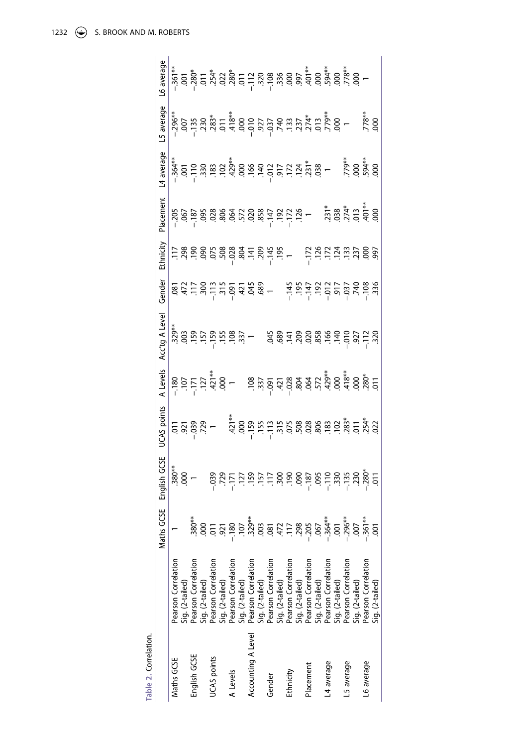Table 2. Correlation.

| | | Maths GCSE | English GCSE | UCAS points | A Levels | Acc'tg A Level | Gender | Ethnicity | Placement | L4 average | L5 average | L6 average |
|---|---|---|---|---|---|---|---|---|---|---|---|---|
| Maths GCSE | Pearson Correlation | 1 | .380** | .011 | −.180 | .329** | .081 | .117 | −.205 | −.364** | −.296** | −.361** |
| | Sig. (2-tailed) | | .000 | .921 | .107 | .003 | .472 | .298 | .067 | .001 | .007 | .001 |
| English GCSE | Pearson Correlation | .380** | 1 | −.039 | −.171 | .159 | .117 | .190 | −.187 | −.110 | −.135 | −.280* |
| | Sig. (2-tailed) | .000 | | .729 | .127 | .157 | .300 | .090 | .095 | .330 | .230 | .011 |
| UCAS points | Pearson Correlation | .011 | −.039 | 1 | .421** | −.159 | −.113 | .075 | .028 | .183 | .283* | .254* |
| | Sig. (2-tailed) | .921 | .729 | | .000 | .155 | .315 | .508 | .806 | .102 | .011 | .022 |
| A Levels | Pearson Correlation | −.180 | −.171 | .421** | 1 | .108 | −.091 | −.028 | .064 | .429** | .418** | .280* |
| | Sig. (2-tailed) | .107 | .127 | .000 | | .337 | .421 | .804 | .572 | .000 | .000 | .011 |
| Accounting A Level | Pearson Correlation | .329** | .159 | −.159 | .108 | 1 | .045 | .141 | .020 | .166 | −.010 | −.112 |
| | Sig. (2-tailed) | .003 | .157 | .155 | .337 | | .689 | .209 | .858 | .140 | .927 | .320 |
| Gender | Pearson Correlation | .081 | .117 | −.113 | −.091 | .045 | 1 | −.145 | −.147 | −.012 | −.037 | −.108 |
| | Sig. (2-tailed) | .472 | .300 | .315 | .421 | .689 | | .195 | .192 | .917 | .740 | .336 |
| Ethnicity | Pearson Correlation | .117 | .190 | .075 | −.028 | .141 | −.145 | 1 | −.172 | .172 | .133 | .000 |
| | Sig. (2-tailed) | .298 | .090 | .508 | .804 | .209 | .195 | | .126 | .124 | .237 | .997 |
| Placement | Pearson Correlation | −.205 | −.187 | .028 | .064 | .020 | −.147 | −.172 | 1 | .231* | .274* | .401** |
| | Sig. (2-tailed) | .067 | .095 | .806 | .572 | .858 | .192 | .126 | | .038 | .013 | .000 |
| L4 average | Pearson Correlation | −.364** | −.110 | .183 | .429** | .166 | −.012 | .172 | .231* | 1 | .779** | .594** |
| | Sig. (2-tailed) | .001 | .330 | .102 | .000 | .140 | .917 | .124 | .038 | | .000 | .000 |
| L5 average | Pearson Correlation | −.296** | −.135 | .283* | .418** | −.010 | −.037 | .133 | .274* | .779** | 1 | .778** |
| | Sig. (2-tailed) | .007 | .230 | .011 | .000 | .927 | .740 | .237 | .013 | .000 | | .000 |
| L6 average | Pearson Correlation | −.361** | −.280* | .254* | .280* | −.112 | −.108 | .000 | .401** | .594** | .778** | 1 |
| | Sig. (2-tailed) | .001 | .011 | .022 | .011 | .320 | .336 | .997 | .000 | .000 | .000 | |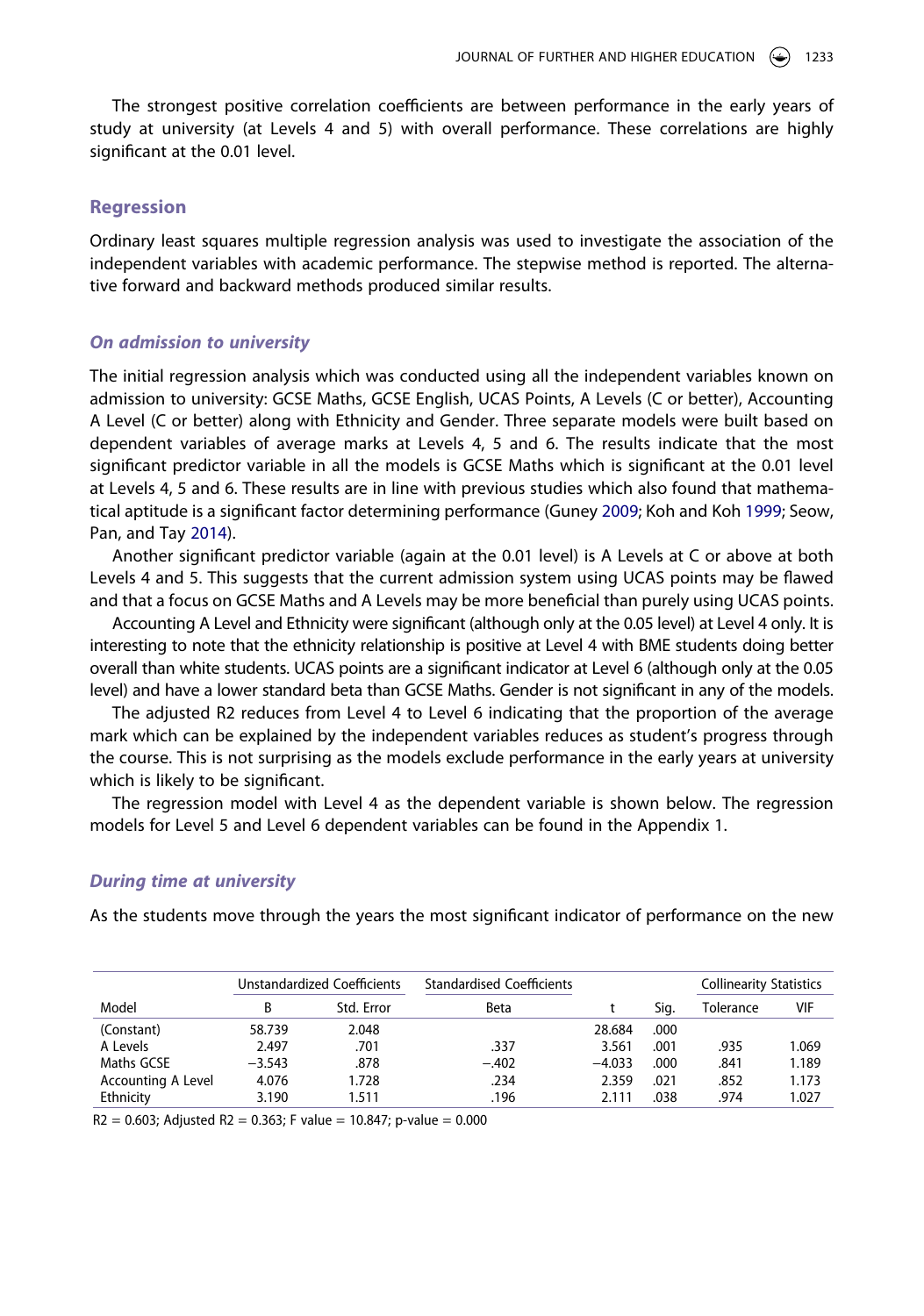The strongest positive correlation coefficients are between performance in the early years of study at university (at Levels 4 and 5) with overall performance. These correlations are highly significant at the 0.01 level.

## Regression

Ordinary least squares multiple regression analysis was used to investigate the association of the independent variables with academic performance. The stepwise method is reported. The alternative forward and backward methods produced similar results.

### *On admission to university*

The initial regression analysis which was conducted using all the independent variables known on admission to university: GCSE Maths, GCSE English, UCAS Points, A Levels (C or better), Accounting A Level (C or better) along with Ethnicity and Gender. Three separate models were built based on dependent variables of average marks at Levels 4, 5 and 6. The results indicate that the most significant predictor variable in all the models is GCSE Maths which is significant at the 0.01 level at Levels 4, 5 and 6. These results are in line with previous studies which also found that mathematical aptitude is a significant factor determining performance (Guney 2009; Koh and Koh 1999; Seow, Pan, and Tay 2014).

Another significant predictor variable (again at the 0.01 level) is A Levels at C or above at both Levels 4 and 5. This suggests that the current admission system using UCAS points may be flawed and that a focus on GCSE Maths and A Levels may be more beneficial than purely using UCAS points.

Accounting A Level and Ethnicity were significant (although only at the 0.05 level) at Level 4 only. It is interesting to note that the ethnicity relationship is positive at Level 4 with BME students doing better overall than white students. UCAS points are a significant indicator at Level 6 (although only at the 0.05 level) and have a lower standard beta than GCSE Maths. Gender is not significant in any of the models.

The adjusted R2 reduces from Level 4 to Level 6 indicating that the proportion of the average mark which can be explained by the independent variables reduces as student's progress through the course. This is not surprising as the models exclude performance in the early years at university which is likely to be significant.

The regression model with Level 4 as the dependent variable is shown below. The regression models for Level 5 and Level 6 dependent variables can be found in the Appendix 1.

### *During time at university*

As the students move through the years the most significant indicator of performance on the new

| | Unstandardized Coefficients | | Standardised Coefficients | | | Collinearity Statistics | |
|---|---|---|---|---|---|---|---|
| Model | B | Std. Error | Beta | t | Sig. | Tolerance | VIF |
| (Constant) | 58.739 | 2.048 | | 28.684 | .000 | | |
| A Levels | 2.497 | .701 | .337 | 3.561 | .001 | .935 | 1.069 |
| Maths GCSE | −3.543 | .878 | −.402 | −4.033 | .000 | .841 | 1.189 |
| Accounting A Level | 4.076 | 1.728 | .234 | 2.359 | .021 | .852 | 1.173 |
| Ethnicity | 3.190 | 1.511 | .196 | 2.111 | .038 | .974 | 1.027 |

R2 = 0.603; Adjusted R2 = 0.363; F value = 10.847; p-value = 0.000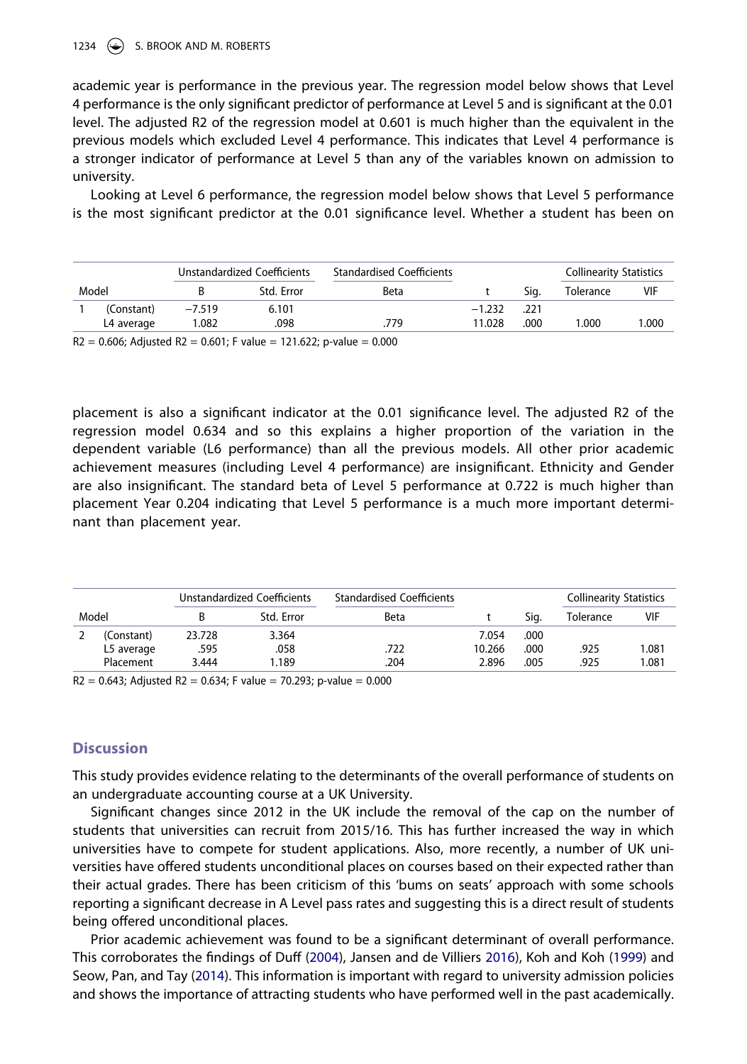academic year is performance in the previous year. The regression model below shows that Level 4 performance is the only significant predictor of performance at Level 5 and is significant at the 0.01 level. The adjusted R2 of the regression model at 0.601 is much higher than the equivalent in the previous models which excluded Level 4 performance. This indicates that Level 4 performance is a stronger indicator of performance at Level 5 than any of the variables known on admission to university.

Looking at Level 6 performance, the regression model below shows that Level 5 performance is the most significant predictor at the 0.01 significance level. Whether a student has been on

| Model | | Unstandardized Coefficients | | Standardised Coefficients | | | Collinearity Statistics | |
|---|---|---|---|---|---|---|---|---|
| | | B | Std. Error | Beta | t | Sig. | Tolerance | VIF |
| 1 | (Constant) | −7.519 | 6.101 | | −1.232 | .221 | | |
| | L4 average | 1.082 | .098 | .779 | 11.028 | .000 | 1.000 | 1.000 |

$R2 = 0.606$; Adjusted $R2 = 0.601$; F value = 121.622; p-value = 0.000

placement is also a significant indicator at the 0.01 significance level. The adjusted R2 of the regression model 0.634 and so this explains a higher proportion of the variation in the dependent variable (L6 performance) than all the previous models. All other prior academic achievement measures (including Level 4 performance) are insignificant. Ethnicity and Gender are also insignificant. The standard beta of Level 5 performance at 0.722 is much higher than placement Year 0.204 indicating that Level 5 performance is a much more important determinant than placement year.

| Model | | Unstandardized Coefficients | | Standardised Coefficients | | | Collinearity Statistics | |
|---|---|---|---|---|---|---|---|---|
| | | B | Std. Error | Beta | t | Sig. | Tolerance | VIF |
| 2 | (Constant) | 23.728 | 3.364 | | 7.054 | .000 | | |
| | L5 average | .595 | .058 | .722 | 10.266 | .000 | .925 | 1.081 |
| | Placement | 3.444 | 1.189 | .204 | 2.896 | .005 | .925 | 1.081 |

$R2 = 0.643$; Adjusted $R2 = 0.634$; F value = 70.293; p-value = 0.000

## Discussion

This study provides evidence relating to the determinants of the overall performance of students on an undergraduate accounting course at a UK University.

Significant changes since 2012 in the UK include the removal of the cap on the number of students that universities can recruit from 2015/16. This has further increased the way in which universities have to compete for student applications. Also, more recently, a number of UK universities have offered students unconditional places on courses based on their expected rather than their actual grades. There has been criticism of this 'bums on seats' approach with some schools reporting a significant decrease in A Level pass rates and suggesting this is a direct result of students being offered unconditional places.

Prior academic achievement was found to be a significant determinant of overall performance. This corroborates the findings of Duff (2004), Jansen and de Villiers 2016), Koh and Koh (1999) and Seow, Pan, and Tay (2014). This information is important with regard to university admission policies and shows the importance of attracting students who have performed well in the past academically.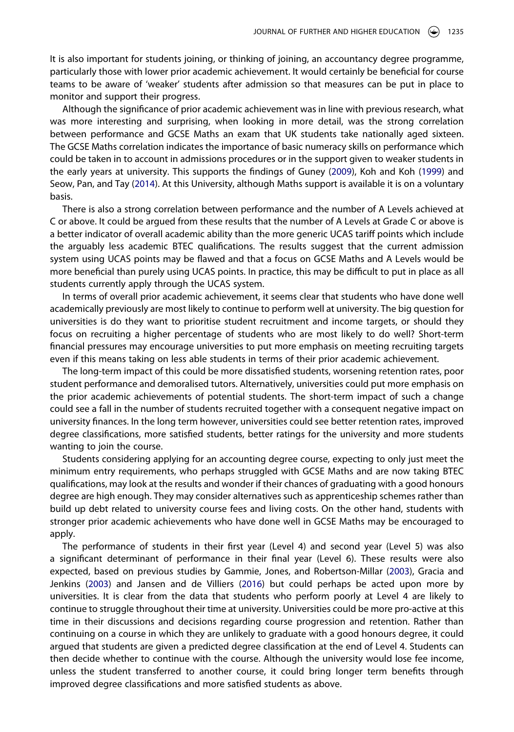It is also important for students joining, or thinking of joining, an accountancy degree programme, particularly those with lower prior academic achievement. It would certainly be beneficial for course teams to be aware of 'weaker' students after admission so that measures can be put in place to monitor and support their progress.

Although the significance of prior academic achievement was in line with previous research, what was more interesting and surprising, when looking in more detail, was the strong correlation between performance and GCSE Maths an exam that UK students take nationally aged sixteen. The GCSE Maths correlation indicates the importance of basic numeracy skills on performance which could be taken in to account in admissions procedures or in the support given to weaker students in the early years at university. This supports the findings of Guney (2009), Koh and Koh (1999) and Seow, Pan, and Tay (2014). At this University, although Maths support is available it is on a voluntary basis.

There is also a strong correlation between performance and the number of A Levels achieved at C or above. It could be argued from these results that the number of A Levels at Grade C or above is a better indicator of overall academic ability than the more generic UCAS tariff points which include the arguably less academic BTEC qualifications. The results suggest that the current admission system using UCAS points may be flawed and that a focus on GCSE Maths and A Levels would be more beneficial than purely using UCAS points. In practice, this may be difficult to put in place as all students currently apply through the UCAS system.

In terms of overall prior academic achievement, it seems clear that students who have done well academically previously are most likely to continue to perform well at university. The big question for universities is do they want to prioritise student recruitment and income targets, or should they focus on recruiting a higher percentage of students who are most likely to do well? Short-term financial pressures may encourage universities to put more emphasis on meeting recruiting targets even if this means taking on less able students in terms of their prior academic achievement.

The long-term impact of this could be more dissatisfied students, worsening retention rates, poor student performance and demoralised tutors. Alternatively, universities could put more emphasis on the prior academic achievements of potential students. The short-term impact of such a change could see a fall in the number of students recruited together with a consequent negative impact on university finances. In the long term however, universities could see better retention rates, improved degree classifications, more satisfied students, better ratings for the university and more students wanting to join the course.

Students considering applying for an accounting degree course, expecting to only just meet the minimum entry requirements, who perhaps struggled with GCSE Maths and are now taking BTEC qualifications, may look at the results and wonder if their chances of graduating with a good honours degree are high enough. They may consider alternatives such as apprenticeship schemes rather than build up debt related to university course fees and living costs. On the other hand, students with stronger prior academic achievements who have done well in GCSE Maths may be encouraged to apply.

The performance of students in their first year (Level 4) and second year (Level 5) was also a significant determinant of performance in their final year (Level 6). These results were also expected, based on previous studies by Gammie, Jones, and Robertson-Millar (2003), Gracia and Jenkins (2003) and Jansen and de Villiers (2016) but could perhaps be acted upon more by universities. It is clear from the data that students who perform poorly at Level 4 are likely to continue to struggle throughout their time at university. Universities could be more pro-active at this time in their discussions and decisions regarding course progression and retention. Rather than continuing on a course in which they are unlikely to graduate with a good honours degree, it could argued that students are given a predicted degree classification at the end of Level 4. Students can then decide whether to continue with the course. Although the university would lose fee income, unless the student transferred to another course, it could bring longer term benefits through improved degree classifications and more satisfied students as above.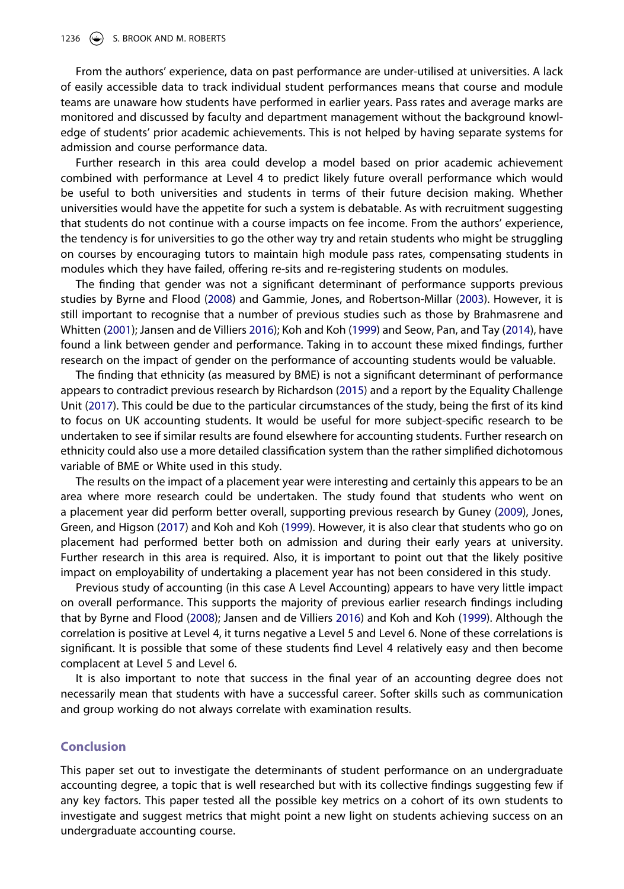From the authors' experience, data on past performance are under-utilised at universities. A lack of easily accessible data to track individual student performances means that course and module teams are unaware how students have performed in earlier years. Pass rates and average marks are monitored and discussed by faculty and department management without the background knowledge of students' prior academic achievements. This is not helped by having separate systems for admission and course performance data.

Further research in this area could develop a model based on prior academic achievement combined with performance at Level 4 to predict likely future overall performance which would be useful to both universities and students in terms of their future decision making. Whether universities would have the appetite for such a system is debatable. As with recruitment suggesting that students do not continue with a course impacts on fee income. From the authors' experience, the tendency is for universities to go the other way try and retain students who might be struggling on courses by encouraging tutors to maintain high module pass rates, compensating students in modules which they have failed, offering re-sits and re-registering students on modules.

The finding that gender was not a significant determinant of performance supports previous studies by Byrne and Flood (2008) and Gammie, Jones, and Robertson-Millar (2003). However, it is still important to recognise that a number of previous studies such as those by Brahmasrene and Whitten (2001); Jansen and de Villiers 2016); Koh and Koh (1999) and Seow, Pan, and Tay (2014), have found a link between gender and performance. Taking in to account these mixed findings, further research on the impact of gender on the performance of accounting students would be valuable.

The finding that ethnicity (as measured by BME) is not a significant determinant of performance appears to contradict previous research by Richardson (2015) and a report by the Equality Challenge Unit (2017). This could be due to the particular circumstances of the study, being the first of its kind to focus on UK accounting students. It would be useful for more subject-specific research to be undertaken to see if similar results are found elsewhere for accounting students. Further research on ethnicity could also use a more detailed classification system than the rather simplified dichotomous variable of BME or White used in this study.

The results on the impact of a placement year were interesting and certainly this appears to be an area where more research could be undertaken. The study found that students who went on a placement year did perform better overall, supporting previous research by Guney (2009), Jones, Green, and Higson (2017) and Koh and Koh (1999). However, it is also clear that students who go on placement had performed better both on admission and during their early years at university. Further research in this area is required. Also, it is important to point out that the likely positive impact on employability of undertaking a placement year has not been considered in this study.

Previous study of accounting (in this case A Level Accounting) appears to have very little impact on overall performance. This supports the majority of previous earlier research findings including that by Byrne and Flood (2008); Jansen and de Villiers 2016) and Koh and Koh (1999). Although the correlation is positive at Level 4, it turns negative a Level 5 and Level 6. None of these correlations is significant. It is possible that some of these students find Level 4 relatively easy and then become complacent at Level 5 and Level 6.

It is also important to note that success in the final year of an accounting degree does not necessarily mean that students with have a successful career. Softer skills such as communication and group working do not always correlate with examination results.

## Conclusion

This paper set out to investigate the determinants of student performance on an undergraduate accounting degree, a topic that is well researched but with its collective findings suggesting few if any key factors. This paper tested all the possible key metrics on a cohort of its own students to investigate and suggest metrics that might point a new light on students achieving success on an undergraduate accounting course.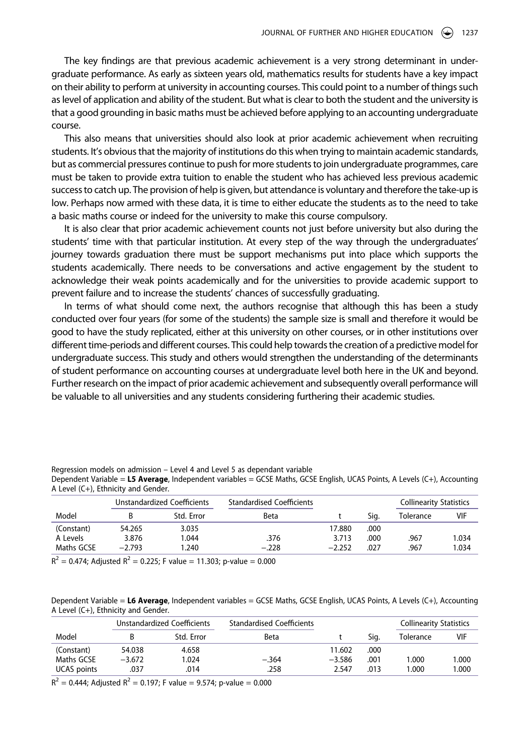The key findings are that previous academic achievement is a very strong determinant in undergraduate performance. As early as sixteen years old, mathematics results for students have a key impact on their ability to perform at university in accounting courses. This could point to a number of things such as level of application and ability of the student. But what is clear to both the student and the university is that a good grounding in basic maths must be achieved before applying to an accounting undergraduate course.

This also means that universities should also look at prior academic achievement when recruiting students. It's obvious that the majority of institutions do this when trying to maintain academic standards, but as commercial pressures continue to push for more students to join undergraduate programmes, care must be taken to provide extra tuition to enable the student who has achieved less previous academic success to catch up. The provision of help is given, but attendance is voluntary and therefore the take-up is low. Perhaps now armed with these data, it is time to either educate the students as to the need to take a basic maths course or indeed for the university to make this course compulsory.

It is also clear that prior academic achievement counts not just before university but also during the students' time with that particular institution. At every step of the way through the undergraduates' journey towards graduation there must be support mechanisms put into place which supports the students academically. There needs to be conversations and active engagement by the student to acknowledge their weak points academically and for the universities to provide academic support to prevent failure and to increase the students' chances of successfully graduating.

In terms of what should come next, the authors recognise that although this has been a study conducted over four years (for some of the students) the sample size is small and therefore it would be good to have the study replicated, either at this university on other courses, or in other institutions over different time-periods and different courses. This could help towards the creation of a predictive model for undergraduate success. This study and others would strengthen the understanding of the determinants of student performance on accounting courses at undergraduate level both here in the UK and beyond. Further research on the impact of prior academic achievement and subsequently overall performance will be valuable to all universities and any students considering furthering their academic studies.

Regression models on admission – Level 4 and Level 5 as dependant variable

Dependent Variable = **L5 Average**, Independent variables = GCSE Maths, GCSE English, UCAS Points, A Levels (C+), Accounting A Level (C+), Ethnicity and Gender.

| | Unstandardized Coefficients | | Standardised Coefficients | | | Collinearity Statistics | |
|---|---|---|---|---|---|---|---|
| Model | B | Std. Error | Beta | t | Sig. | Tolerance | VIF |
| (Constant) | 54.265 | 3.035 | | 17.880 | .000 | | |
| A Levels | 3.876 | 1.044 | .376 | 3.713 | .000 | .967 | 1.034 |
| Maths GCSE | −2.793 | 1.240 | −.228 | −2.252 | .027 | .967 | 1.034 |

$R^2$ = 0.474; Adjusted $R^2$ = 0.225; F value = 11.303; p-value = 0.000

Dependent Variable = **L6 Average**, Independent variables = GCSE Maths, GCSE English, UCAS Points, A Levels (C+), Accounting A Level (C+), Ethnicity and Gender.

| | Unstandardized Coefficients | | Standardised Coefficients | | | Collinearity Statistics | |
|---|---|---|---|---|---|---|---|
| Model | B | Std. Error | Beta | t | Sig. | Tolerance | VIF |
| (Constant) | 54.038 | 4.658 | | 11.602 | .000 | | |
| Maths GCSE | −3.672 | 1.024 | −.364 | −3.586 | .001 | 1.000 | 1.000 |
| UCAS points | .037 | .014 | .258 | 2.547 | .013 | 1.000 | 1.000 |

$R^2$ = 0.444; Adjusted $R^2$ = 0.197; F value = 9.574; p-value = 0.000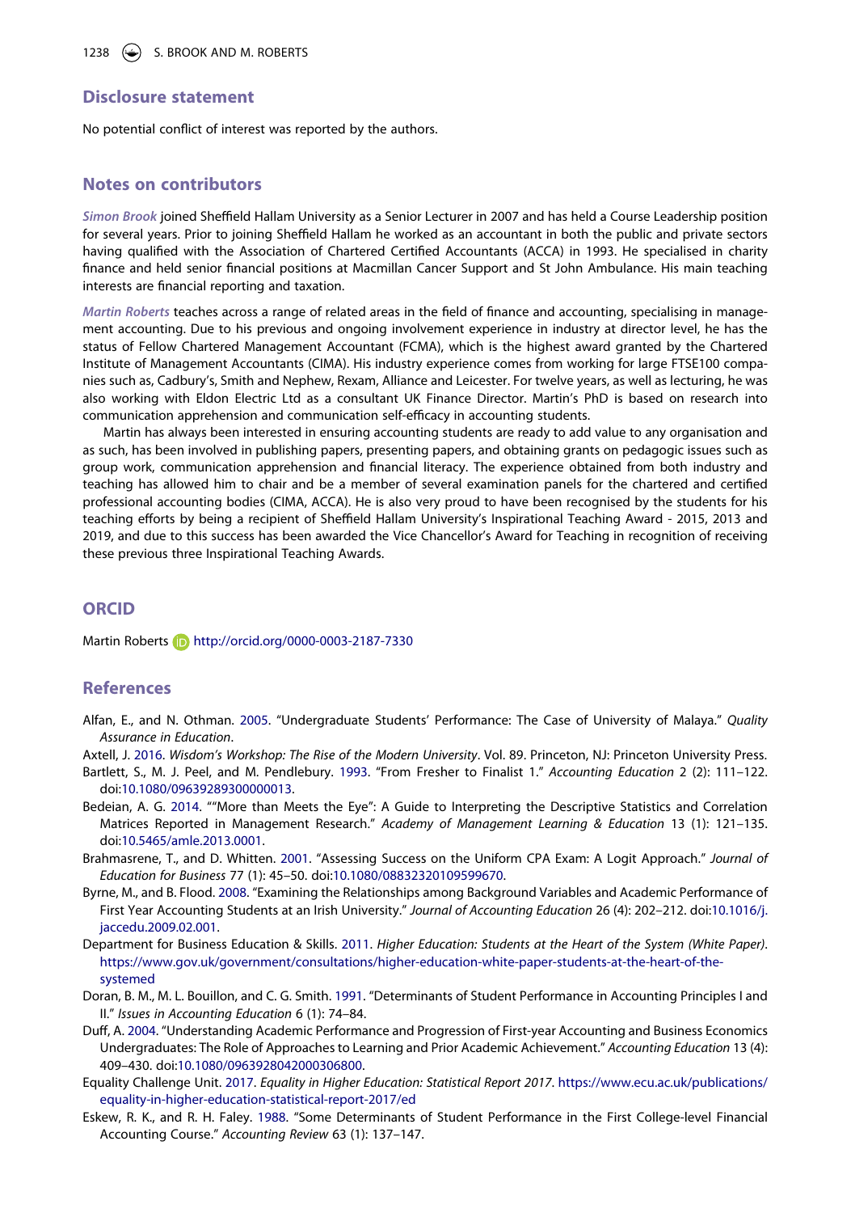## Disclosure statement

No potential conflict of interest was reported by the authors.

## Notes on contributors

*Simon Brook* joined Sheffield Hallam University as a Senior Lecturer in 2007 and has held a Course Leadership position for several years. Prior to joining Sheffield Hallam he worked as an accountant in both the public and private sectors having qualified with the Association of Chartered Certified Accountants (ACCA) in 1993. He specialised in charity finance and held senior financial positions at Macmillan Cancer Support and St John Ambulance. His main teaching interests are financial reporting and taxation.

*Martin Roberts* teaches across a range of related areas in the field of finance and accounting, specialising in management accounting. Due to his previous and ongoing involvement experience in industry at director level, he has the status of Fellow Chartered Management Accountant (FCMA), which is the highest award granted by the Chartered Institute of Management Accountants (CIMA). His industry experience comes from working for large FTSE100 companies such as, Cadbury's, Smith and Nephew, Rexam, Alliance and Leicester. For twelve years, as well as lecturing, he was also working with Eldon Electric Ltd as a consultant UK Finance Director. Martin's PhD is based on research into communication apprehension and communication self-efficacy in accounting students.

Martin has always been interested in ensuring accounting students are ready to add value to any organisation and as such, has been involved in publishing papers, presenting papers, and obtaining grants on pedagogic issues such as group work, communication apprehension and financial literacy. The experience obtained from both industry and teaching has allowed him to chair and be a member of several examination panels for the chartered and certified professional accounting bodies (CIMA, ACCA). He is also very proud to have been recognised by the students for his teaching efforts by being a recipient of Sheffield Hallam University's Inspirational Teaching Award - 2015, 2013 and 2019, and due to this success has been awarded the Vice Chancellor's Award for Teaching in recognition of receiving these previous three Inspirational Teaching Awards.

## ORCID

Martin Roberts http://orcid.org/0000-0003-2187-7330

## References

Alfan, E., and N. Othman. 2005. "Undergraduate Students' Performance: The Case of University of Malaya." *Quality Assurance in Education*.

Axtell, J. 2016. *Wisdom's Workshop: The Rise of the Modern University*. Vol. 89. Princeton, NJ: Princeton University Press.

Bartlett, S., M. J. Peel, and M. Pendlebury. 1993. "From Fresher to Finalist 1." *Accounting Education* 2 (2): 111–122. doi:10.1080/09639289300000013.

Bedeian, A. G. 2014. ""More than Meets the Eye": A Guide to Interpreting the Descriptive Statistics and Correlation Matrices Reported in Management Research." *Academy of Management Learning & Education* 13 (1): 121–135. doi:10.5465/amle.2013.0001.

Brahmasrene, T., and D. Whitten. 2001. "Assessing Success on the Uniform CPA Exam: A Logit Approach." *Journal of Education for Business* 77 (1): 45–50. doi:10.1080/08832320109599670.

Byrne, M., and B. Flood. 2008. "Examining the Relationships among Background Variables and Academic Performance of First Year Accounting Students at an Irish University." *Journal of Accounting Education* 26 (4): 202–212. doi:10.1016/j.jaccedu.2009.02.001.

Department for Business Education & Skills. 2011. *Higher Education: Students at the Heart of the System (White Paper)*. https://www.gov.uk/government/consultations/higher-education-white-paper-students-at-the-heart-of-the-systemed

Doran, B. M., M. L. Bouillon, and C. G. Smith. 1991. "Determinants of Student Performance in Accounting Principles I and II." *Issues in Accounting Education* 6 (1): 74–84.

Duff, A. 2004. "Understanding Academic Performance and Progression of First-year Accounting and Business Economics Undergraduates: The Role of Approaches to Learning and Prior Academic Achievement." *Accounting Education* 13 (4): 409–430. doi:10.1080/0963928042000306800.

Equality Challenge Unit. 2017. *Equality in Higher Education: Statistical Report 2017*. https://www.ecu.ac.uk/publications/equality-in-higher-education-statistical-report-2017/ed

Eskew, R. K., and R. H. Faley. 1988. "Some Determinants of Student Performance in the First College-level Financial Accounting Course." *Accounting Review* 63 (1): 137–147.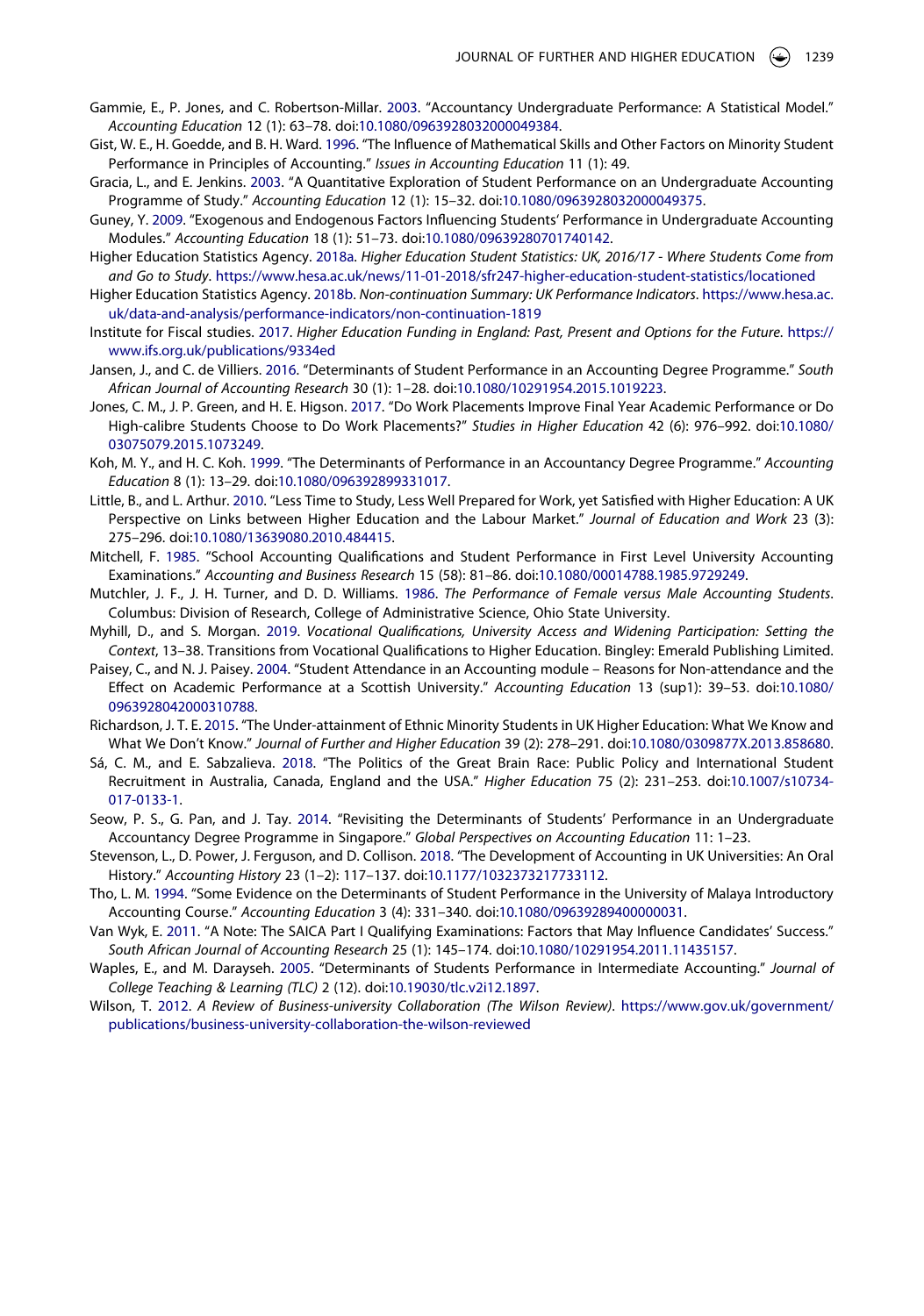Gammie, E., P. Jones, and C. Robertson-Millar. 2003. "Accountancy Undergraduate Performance: A Statistical Model." *Accounting Education* 12 (1): 63–78. doi:10.1080/0963928032000049384.

Gist, W. E., H. Goedde, and B. H. Ward. 1996. "The Influence of Mathematical Skills and Other Factors on Minority Student Performance in Principles of Accounting." *Issues in Accounting Education* 11 (1): 49.

Gracia, L., and E. Jenkins. 2003. "A Quantitative Exploration of Student Performance on an Undergraduate Accounting Programme of Study." *Accounting Education* 12 (1): 15–32. doi:10.1080/0963928032000049375.

Guney, Y. 2009. "Exogenous and Endogenous Factors Influencing Students' Performance in Undergraduate Accounting Modules." *Accounting Education* 18 (1): 51–73. doi:10.1080/09639280701740142.

Higher Education Statistics Agency. 2018a. *Higher Education Student Statistics: UK, 2016/17 - Where Students Come from and Go to Study*. https://www.hesa.ac.uk/news/11-01-2018/sfr247-higher-education-student-statistics/locationed

Higher Education Statistics Agency. 2018b. *Non-continuation Summary: UK Performance Indicators*. https://www.hesa.ac.uk/data-and-analysis/performance-indicators/non-continuation-1819

Institute for Fiscal studies. 2017. *Higher Education Funding in England: Past, Present and Options for the Future*. https://www.ifs.org.uk/publications/9334ed

Jansen, J., and C. de Villiers. 2016. "Determinants of Student Performance in an Accounting Degree Programme." *South African Journal of Accounting Research* 30 (1): 1–28. doi:10.1080/10291954.2015.1019223.

Jones, C. M., J. P. Green, and H. E. Higson. 2017. "Do Work Placements Improve Final Year Academic Performance or Do High-calibre Students Choose to Do Work Placements?" *Studies in Higher Education* 42 (6): 976–992. doi:10.1080/03075079.2015.1073249.

Koh, M. Y., and H. C. Koh. 1999. "The Determinants of Performance in an Accountancy Degree Programme." *Accounting Education* 8 (1): 13–29. doi:10.1080/096392899331017.

Little, B., and L. Arthur. 2010. "Less Time to Study, Less Well Prepared for Work, yet Satisfied with Higher Education: A UK Perspective on Links between Higher Education and the Labour Market." *Journal of Education and Work* 23 (3): 275–296. doi:10.1080/13639080.2010.484415.

Mitchell, F. 1985. "School Accounting Qualifications and Student Performance in First Level University Accounting Examinations." *Accounting and Business Research* 15 (58): 81–86. doi:10.1080/00014788.1985.9729249.

Mutchler, J. F., J. H. Turner, and D. D. Williams. 1986. *The Performance of Female versus Male Accounting Students*. Columbus: Division of Research, College of Administrative Science, Ohio State University.

Myhill, D., and S. Morgan. 2019. *Vocational Qualifications, University Access and Widening Participation: Setting the Context*, 13–38. Transitions from Vocational Qualifications to Higher Education. Bingley: Emerald Publishing Limited.

Paisey, C., and N. J. Paisey. 2004. "Student Attendance in an Accounting module – Reasons for Non-attendance and the Effect on Academic Performance at a Scottish University." *Accounting Education* 13 (sup1): 39–53. doi:10.1080/0963928042000310788.

Richardson, J. T. E. 2015. "The Under-attainment of Ethnic Minority Students in UK Higher Education: What We Know and What We Don't Know." *Journal of Further and Higher Education* 39 (2): 278–291. doi:10.1080/0309877X.2013.858680.

Sá, C. M., and E. Sabzalieva. 2018. "The Politics of the Great Brain Race: Public Policy and International Student Recruitment in Australia, Canada, England and the USA." *Higher Education* 75 (2): 231–253. doi:10.1007/s10734-017-0133-1.

Seow, P. S., G. Pan, and J. Tay. 2014. "Revisiting the Determinants of Students' Performance in an Undergraduate Accountancy Degree Programme in Singapore." *Global Perspectives on Accounting Education* 11: 1–23.

Stevenson, L., D. Power, J. Ferguson, and D. Collison. 2018. "The Development of Accounting in UK Universities: An Oral History." *Accounting History* 23 (1–2): 117–137. doi:10.1177/1032373217733112.

Tho, L. M. 1994. "Some Evidence on the Determinants of Student Performance in the University of Malaya Introductory Accounting Course." *Accounting Education* 3 (4): 331–340. doi:10.1080/09639289400000031.

Van Wyk, E. 2011. "A Note: The SAICA Part I Qualifying Examinations: Factors that May Influence Candidates' Success." *South African Journal of Accounting Research* 25 (1): 145–174. doi:10.1080/10291954.2011.11435157.

Waples, E., and M. Darayseh. 2005. "Determinants of Students Performance in Intermediate Accounting." *Journal of College Teaching & Learning (TLC)* 2 (12). doi:10.19030/tlc.v2i12.1897.

Wilson, T. 2012. *A Review of Business-university Collaboration (The Wilson Review)*. https://www.gov.uk/government/publications/business-university-collaboration-the-wilson-reviewed